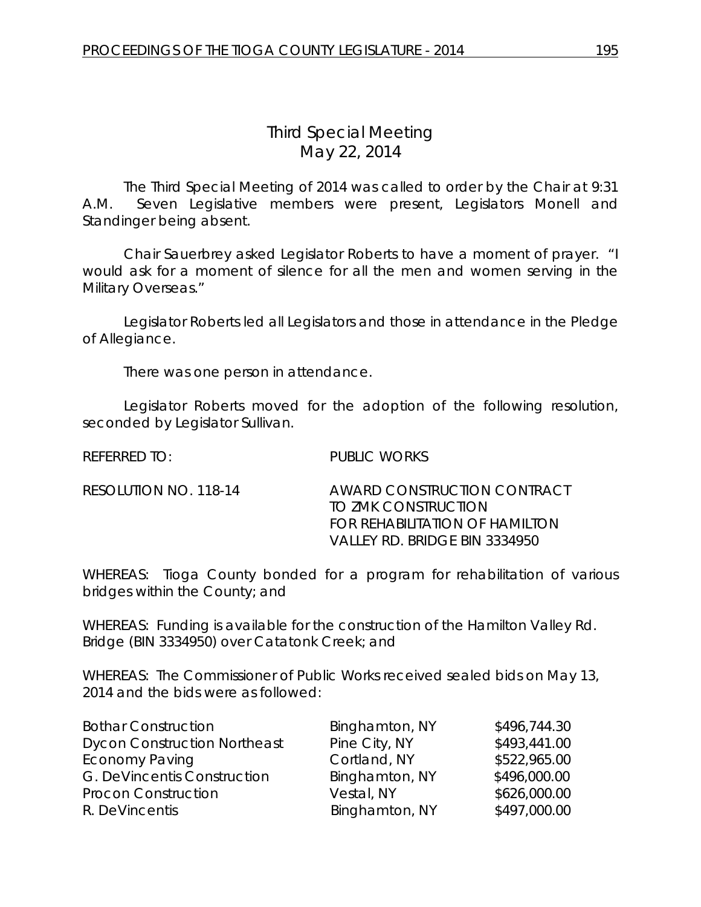# Third Special Meeting
## May 22, 2014

The Third Special Meeting of 2014 was called to order by the Chair at 9:31 A.M. Seven Legislative members were present, Legislators Monell and Standinger being absent.

Chair Sauerbrey asked Legislator Roberts to have a moment of prayer. "I would ask for a moment of silence for all the men and women serving in the Military Overseas."

Legislator Roberts led all Legislators and those in attendance in the Pledge of Allegiance.

There was one person in attendance.

Legislator Roberts moved for the adoption of the following resolution, seconded by Legislator Sullivan.

REFERRED TO: PUBLIC WORKS

RESOLUTION NO. 118-14 AWARD CONSTRUCTION CONTRACT TO ZMK CONSTRUCTION FOR REHABILITATION OF HAMILTON VALLEY RD. BRIDGE BIN 3334950

WHEREAS: Tioga County bonded for a program for rehabilitation of various bridges within the County; and

WHEREAS: Funding is available for the construction of the Hamilton Valley Rd. Bridge (BIN 3334950) over Catatonk Creek; and

WHEREAS: The Commissioner of Public Works received sealed bids on May 13, 2014 and the bids were as followed:

| | | |
|---|---|---|
| Bothar Construction | Binghamton, NY | \$496,744.30 |
| Dycon Construction Northeast | Pine City, NY | \$493,441.00 |
| Economy Paving | Cortland, NY | \$522,965.00 |
| G. DeVincentis Construction | Binghamton, NY | \$496,000.00 |
| Procon Construction | Vestal, NY | \$626,000.00 |
| R. DeVincentis | Binghamton, NY | \$497,000.00 |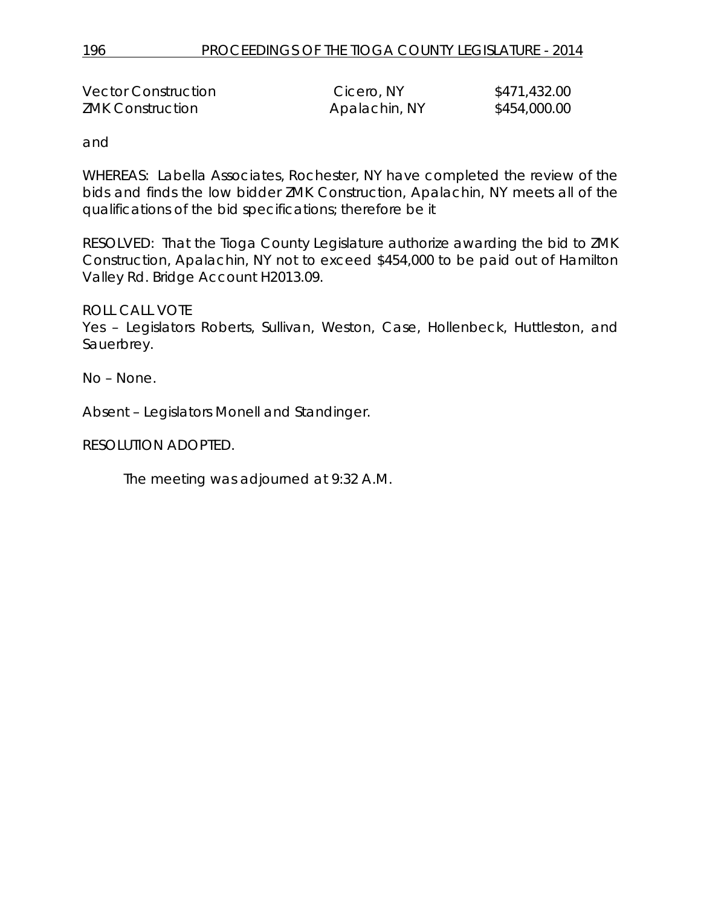| | | |
|---|---|---|
| Vector Construction | Cicero, NY | \$471,432.00 |
| ZMK Construction | Apalachin, NY | \$454,000.00 |

and

WHEREAS: Labella Associates, Rochester, NY have completed the review of the bids and finds the low bidder ZMK Construction, Apalachin, NY meets all of the qualifications of the bid specifications; therefore be it

RESOLVED: That the Tioga County Legislature authorize awarding the bid to ZMK Construction, Apalachin, NY not to exceed \$454,000 to be paid out of Hamilton Valley Rd. Bridge Account H2013.09.

ROLL CALL VOTE
Yes – Legislators Roberts, Sullivan, Weston, Case, Hollenbeck, Huttleston, and Sauerbrey.

No – None.

Absent – Legislators Monell and Standinger.

RESOLUTION ADOPTED.

The meeting was adjourned at 9:32 A.M.